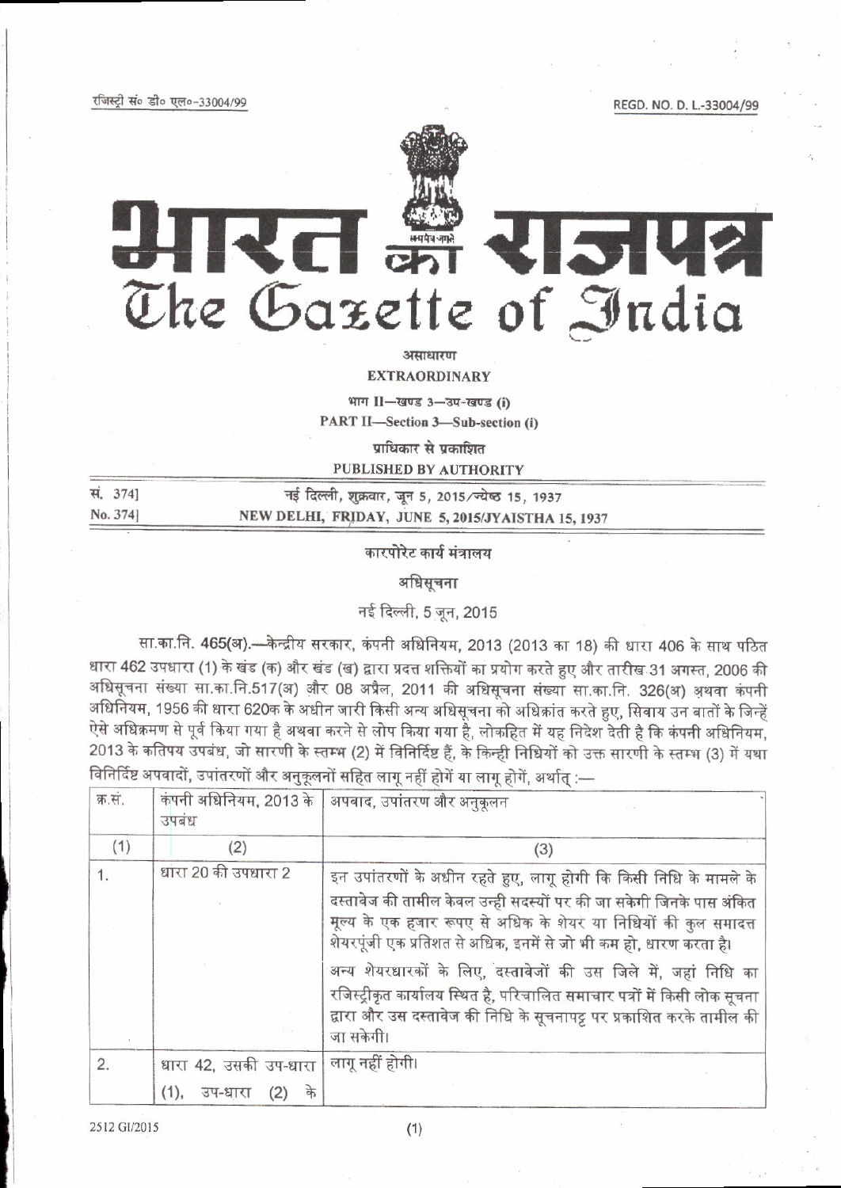रजिस्ट्री सं० डी० एल०-33004/99 REGD. NO. D. L.-33004/99

# भारत का राजपत्र
# The Gazette of India

असाधारण

**EXTRAORDINARY**

भाग II—खण्ड 3—उप-खण्ड (i)

**PART II—Section 3—Sub-section (i)**

प्राधिकार से प्रकाशित

**PUBLISHED BY AUTHORITY**

| | |
|---|---|
| सं. 374] | नई दिल्ली, शुक्रवार, जून 5, 2015/ज्येष्ठ 15, 1937 |
| No. 374] | NEW DELHI, FRIDAY, JUNE 5, 2015/JYAISTHA 15, 1937 |

## कारपोरेट कार्य मंत्रालय

### अधिसूचना

नई दिल्ली, 5 जून, 2015

**सा.का.नि. 465(अ).**—केन्द्रीय सरकार, कंपनी अधिनियम, 2013 (2013 का 18) की धारा 406 के साथ पठित धारा 462 उपधारा (1) के खंड (क) और खंड (ख) द्वारा प्रदत्त शक्तियों का प्रयोग करते हुए और तारीख 31 अगस्त, 2006 की अधिसूचना संख्या सा.का.नि.517(अ) और 08 अप्रैल, 2011 की अधिसूचना संख्या सा.का.नि. 326(अ) अथवा कंपनी अधिनियम, 1956 की धारा 620क के अधीन जारी किसी अन्य अधिसूचना को अधिक्रांत करते हुए, सिवाय उन बातों के जिन्हें ऐसे अधिक्रमण से पूर्व किया गया है अथवा करने से लोप किया गया है, लोकहित में यह निदेश देती है कि कंपनी अधिनियम, 2013 के कतिपय उपबंध, जो सारणी के स्तम्भ (2) में विनिर्दिष्ट हैं, के किन्ही निधियों को उक्त सारणी के स्तम्भ (3) में यथा विनिर्दिष्ट अपवादों, उपांतरणों और अनुकूलनों सहित लागू नहीं होगें या लागू होगें, अर्थात् :—

| क्र.सं. | कंपनी अधिनियम, 2013 के उपबंध | अपवाद, उपांतरण और अनुकूलन |
|---|---|---|
| (1) | (2) | (3) |
| 1. | धारा 20 की उपधारा 2 | इन उपांतरणों के अधीन रहते हुए, लागू होगी कि किसी निधि के मामले के दस्तावेज की तामील केवल उन्ही सदस्यों पर की जा सकेगी जिनके पास अंकित मूल्य के एक हजार रूपए से अधिक के शेयर या निधियों की कुल समादत्त शेयरपूंजी एक प्रतिशत से अधिक, इनमें से जो भी कम हो, धारण करता है। अन्य शेयरधारकों के लिए, दस्तावेजों की उस जिले में, जहां निधि का रजिस्ट्रीकृत कार्यालय स्थित है, परिचालित समाचार पत्रों में किसी लोक सूचना द्वारा और उस दस्तावेज की निधि के सूचनापट्ट पर प्रकाशित करके तामील की जा सकेगी। |
| 2. | धारा 42, उसकी उप-धारा (1), उप-धारा (2) के | लागू नहीं होगी। |

2512 GI/2015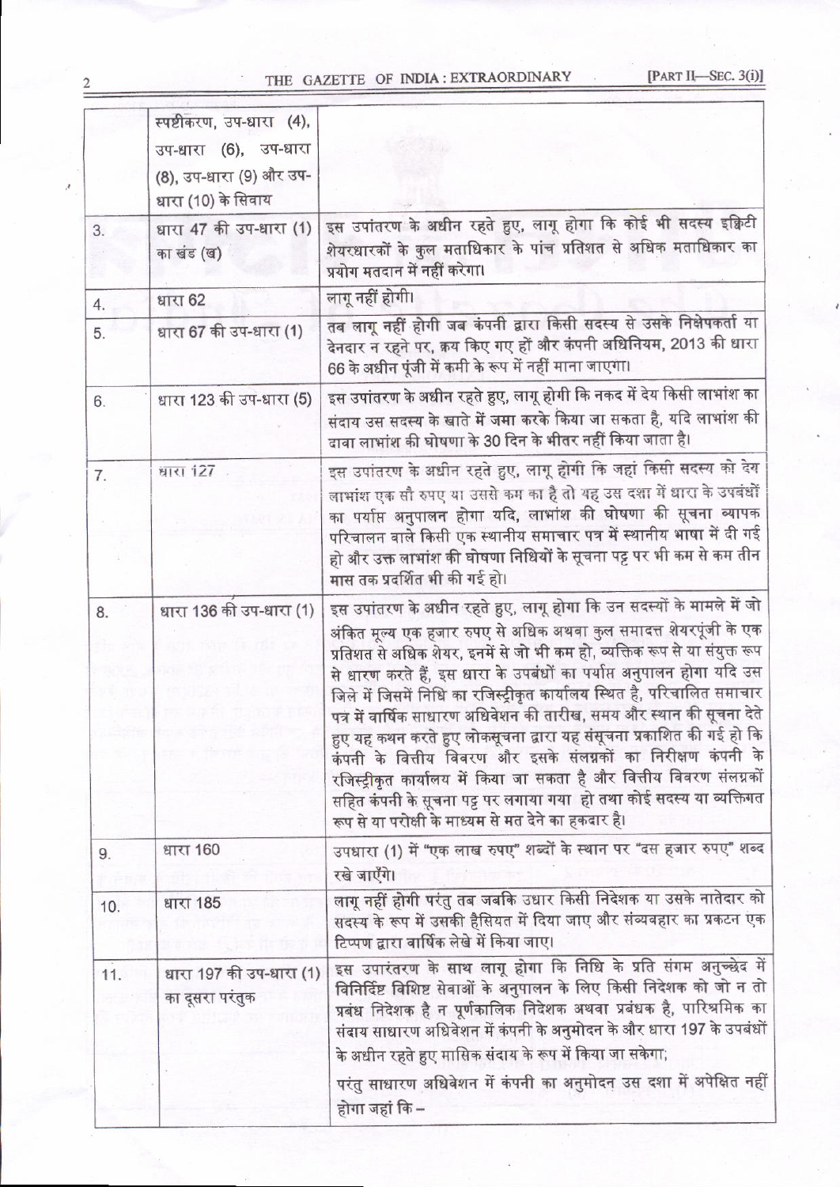| | | |
|---|---|---|
| | स्पष्टीकरण, उप-धारा (4), उप-धारा (6), उप-धारा (8), उप-धारा (9) और उप-धारा (10) के सिवाय | |
| 3. | धारा 47 की उप-धारा (1) का खंड (ख) | इस उपांतरण के अधीन रहते हुए, लागू होगा कि कोई भी सदस्य इक्विटी शेयरधारकों के कुल मताधिकार के पांच प्रतिशत से अधिक मताधिकार का प्रयोग मतदान में नहीं करेगा। |
| 4. | धारा 62 | लागू नहीं होगी। |
| 5. | धारा 67 की उप-धारा (1) | तब लागू नहीं होगी जब कंपनी द्वारा किसी सदस्य से उसके निक्षेपकर्ता या देनदार न रहने पर, क्रय किए गए हों और कंपनी अधिनियम, 2013 की धारा 66 के अधीन पूंजी में कमी के रूप में नहीं माना जाएगा। |
| 6. | धारा 123 की उप-धारा (5) | इस उपांतरण के अधीन रहते हुए, लागू होगी कि नकद में देय किसी लाभांश का संदाय उस सदस्य के खाते में जमा करके किया जा सकता है, यदि लाभांश की दावा लाभांश की घोषणा के 30 दिन के भीतर नहीं किया जाता है। |
| 7. | धारा 127 | इस उपांतरण के अधीन रहते हुए, लागू होगी कि जहां किसी सदस्य को देय लाभांश एक सौ रुपए या उससे कम का है तो यह उस दशा में धारा के उपबंधों का पर्याप्त अनुपालन होगा यदि, लाभांश की घोषणा की सूचना व्यापक परिचालन वाले किसी एक स्थानीय समाचार पत्र में स्थानीय भाषा में दी गई हो और उक्त लाभांश की घोषणा निधियों के सूचना पट्ट पर भी कम से कम तीन मास तक प्रदर्शित भी की गई हो। |
| 8. | धारा 136 की उप-धारा (1) | इस उपांतरण के अधीन रहते हुए, लागू होगा कि उन सदस्यों के मामले में जो अंकित मूल्य एक हजार रुपए से अधिक अथवा कुल समादत्त शेयरपूंजी के एक प्रतिशत से अधिक शेयर, इनमें से जो भी कम हो, व्यक्तिक रूप से या संयुक्त रूप से धारण करते हैं, इस धारा के उपबंधों का पर्याप्त अनुपालन होगा यदि उस जिले में जिसमें निधि का रजिस्ट्रीकृत कार्यालय स्थित है, परिचालित समाचार पत्र में वार्षिक साधारण अधिवेशन की तारीख, समय और स्थान की सूचना देते हुए यह कथन करते हुए लोकसूचना द्वारा यह संसूचना प्रकाशित की गई हो कि कंपनी के वित्तीय विवरण और इसके संलग्नकों का निरीक्षण कंपनी के रजिस्ट्रीकृत कार्यालय में किया जा सकता है और वित्तीय विवरण संलग्नकों सहित कंपनी के सूचना पट्ट पर लगाया गया हो तथा कोई सदस्य या व्यक्तिगत रूप से या परोक्षी के माध्यम से मत देने का हकदार है। |
| 9. | धारा 160 | उपधारा (1) में "एक लाख रुपए" शब्दों के स्थान पर "दस हजार रुपए" शब्द रखे जाएँगे। |
| 10. | धारा 185 | लागू नहीं होगी परंतु तब जबकि उधार किसी निदेशक या उसके नातेदार को सदस्य के रूप में उसकी हैसियत में दिया जाए और संव्यवहार का प्रकटन एक टिप्पण द्वारा वार्षिक लेखे में किया जाए। |
| 11. | धारा 197 की उप-धारा (1) का दूसरा परंतुक | इस उपारंतरण के साथ लागू होगा कि निधि के प्रति संगम अनुच्छेद में विनिर्दिष्ट विशिष्ट सेवाओं के अनुपालन के लिए किसी निदेशक को जो न तो प्रबंध निदेशक है न पूर्णकालिक निदेशक अथवा प्रबंधक है, पारिश्रमिक का संदाय साधारण अधिवेशन में कंपनी के अनुमोदन के और धारा 197 के उपबंधों के अधीन रहते हुए मासिक संदाय के रूप में किया जा सकेगा;<br><br>परंतु साधारण अधिवेशन में कंपनी का अनुमोदन उस दशा में अपेक्षित नहीं होगा जहां कि – |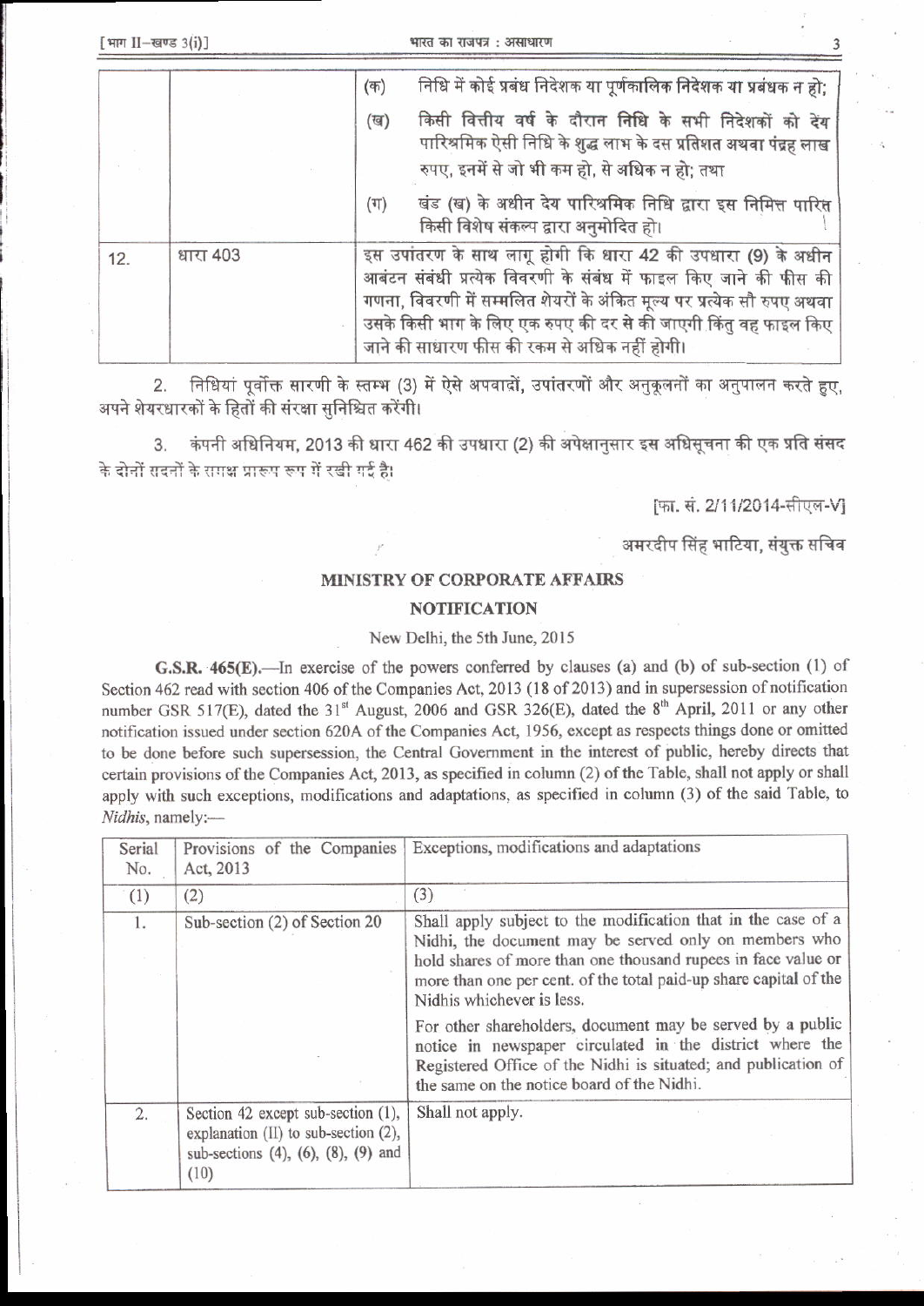| | | |
|---|---|---|
| | | (क) निधि में कोई प्रबंध निदेशक या पूर्णकालिक निदेशक या प्रबंधक न हो; (ख) किसी वित्तीय वर्ष के दौरान निधि के सभी निदेशकों को देय पारिश्रमिक ऐसी निधि के शुद्ध लाभ के दस प्रतिशत अथवा पंद्रह लाख रुपए, इनमें से जो भी कम हो, से अधिक न हो; तथा (ग) खंड (ख) के अधीन देय पारिश्रमिक निधि द्वारा इस निमित्त पारित किसी विशेष संकल्प द्वारा अनुमोदित हो। |
| 12. | धारा 403 | इस उपांतरण के साथ लागू होगी कि धारा 42 की उपधारा (9) के अधीन आबंटन संबंधी प्रत्येक विवरणी के संबंध में फाइल किए जाने की फीस की गणना, विवरणी में सम्मिलित शेयरों के अंकित मूल्य पर प्रत्येक सौ रुपए अथवा उसके किसी भाग के लिए एक रुपए की दर से की जाएगी किंतु वह फाइल किए जाने की साधारण फीस की रकम से अधिक नहीं होगी। |

2. निधियां पूर्वोक्त सारणी के स्तम्भ (3) में ऐसे अपवादों, उपांतरणों और अनुकूलनों का अनुपालन करते हुए, अपने शेयरधारकों के हितों की संरक्षा सुनिश्चित करेंगी।

3. कंपनी अधिनियम, 2013 की धारा 462 की उपधारा (2) की अपेक्षानुसार इस अधिसूचना की एक प्रति संसद के दोनों सदनों के समक्ष प्रारूप रूप में रखी गई है।

[फा. सं. 2/11/2014-सीएल-V]

अमरदीप सिंह भाटिया, संयुक्त सचिव

## MINISTRY OF CORPORATE AFFAIRS

## NOTIFICATION

New Delhi, the 5th June, 2015

**G.S.R. 465(E).**—In exercise of the powers conferred by clauses (a) and (b) of sub-section (1) of Section 462 read with section 406 of the Companies Act, 2013 (18 of 2013) and in supersession of notification number GSR 517(E), dated the 31st August, 2006 and GSR 326(E), dated the 8th April, 2011 or any other notification issued under section 620A of the Companies Act, 1956, except as respects things done or omitted to be done before such supersession, the Central Government in the interest of public, hereby directs that certain provisions of the Companies Act, 2013, as specified in column (2) of the Table, shall not apply or shall apply with such exceptions, modifications and adaptations, as specified in column (3) of the said Table, to *Nidhis*, namely:—

| Serial No. | Provisions of the Companies Act, 2013 | Exceptions, modifications and adaptations |
|---|---|---|
| (1) | (2) | (3) |
| 1. | Sub-section (2) of Section 20 | Shall apply subject to the modification that in the case of a Nidhi, the document may be served only on members who hold shares of more than one thousand rupees in face value or more than one per cent. of the total paid-up share capital of the Nidhis whichever is less. For other shareholders, document may be served by a public notice in newspaper circulated in the district where the Registered Office of the Nidhi is situated; and publication of the same on the notice board of the Nidhi. |
| 2. | Section 42 except sub-section (1), explanation (II) to sub-section (2), sub-sections (4), (6), (8), (9) and (10) | Shall not apply. |